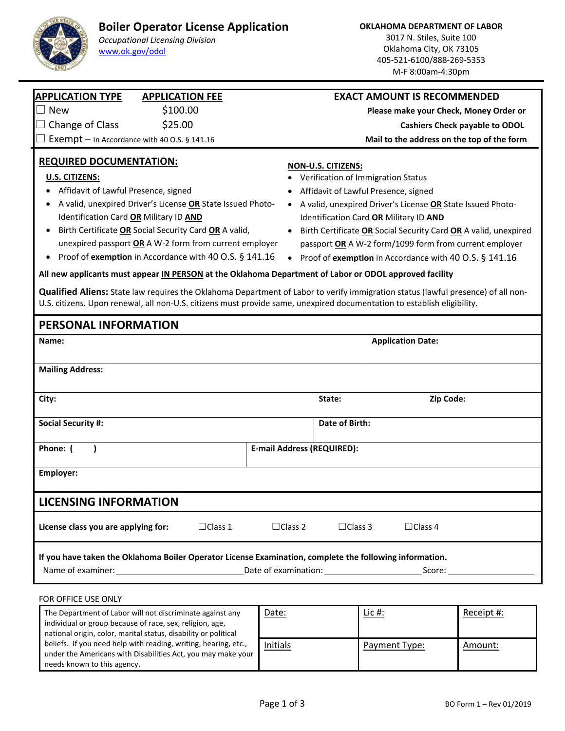# Boiler Operator License Application

*Occupational Licensing Division*
www.ok.gov/odol

**OKLAHOMA DEPARTMENT OF LABOR**
3017 N. Stiles, Suite 100
Oklahoma City, OK 73105
405-521-6100/888-269-5353
M-F 8:00am-4:30pm

| APPLICATION TYPE | APPLICATION FEE |
|---|---|
| ☐ New | $100.00 |
| ☐ Change of Class | $25.00 |
| ☐ Exempt – In Accordance with 40 O.S. § 141.16 | |

**EXACT AMOUNT IS RECOMMENDED**

**Please make your Check, Money Order or Cashiers Check payable to ODOL**

**Mail to the address on the top of the form**

## REQUIRED DOCUMENTATION:

**U.S. CITIZENS:**

- Affidavit of Lawful Presence, signed
- A valid, unexpired Driver's License **OR** State Issued Photo-Identification Card **OR** Military ID **AND**
- Birth Certificate **OR** Social Security Card **OR** A valid, unexpired passport **OR** A W-2 form from current employer
- Proof of **exemption** in Accordance with 40 O.S. § 141.16

**NON-U.S. CITIZENS:**

- Verification of Immigration Status
- Affidavit of Lawful Presence, signed
- A valid, unexpired Driver's License **OR** State Issued Photo-Identification Card **OR** Military ID **AND**
- Birth Certificate **OR** Social Security Card **OR** A valid, unexpired passport **OR** A W-2 form/1099 form from current employer
- Proof of **exemption** in Accordance with 40 O.S. § 141.16

**All new applicants must appear IN PERSON at the Oklahoma Department of Labor or ODOL approved facility**

**Qualified Aliens:** State law requires the Oklahoma Department of Labor to verify immigration status (lawful presence) of all non-U.S. citizens. Upon renewal, all non-U.S. citizens must provide same, unexpired documentation to establish eligibility.

## PERSONAL INFORMATION

**Name:** 

**Application Date:** 

**Mailing Address:** 

**City:** **State:** **Zip Code:** 

**Social Security #:** **Date of Birth:** 

**Phone: (    )** **E-mail Address (REQUIRED):** 

**Employer:** 

## LICENSING INFORMATION

**License class you are applying for:** ☐Class 1 ☐Class 2 ☐Class 3 ☐Class 4

**If you have taken the Oklahoma Boiler Operator License Examination, complete the following information.**

Name of examiner: ____________________ Date of examination: ________________ Score: ______________

FOR OFFICE USE ONLY

| The Department of Labor will not discriminate against any individual or group because of race, sex, religion, age, national origin, color, marital status, disability or political beliefs. If you need help with reading, writing, hearing, etc., under the Americans with Disabilities Act, you may make your needs known to this agency. | Date: | Lic #: | Receipt #: |
|---|---|---|---|
| | Initials | Payment Type: | Amount: |

BO Form 1 – Rev 01/2019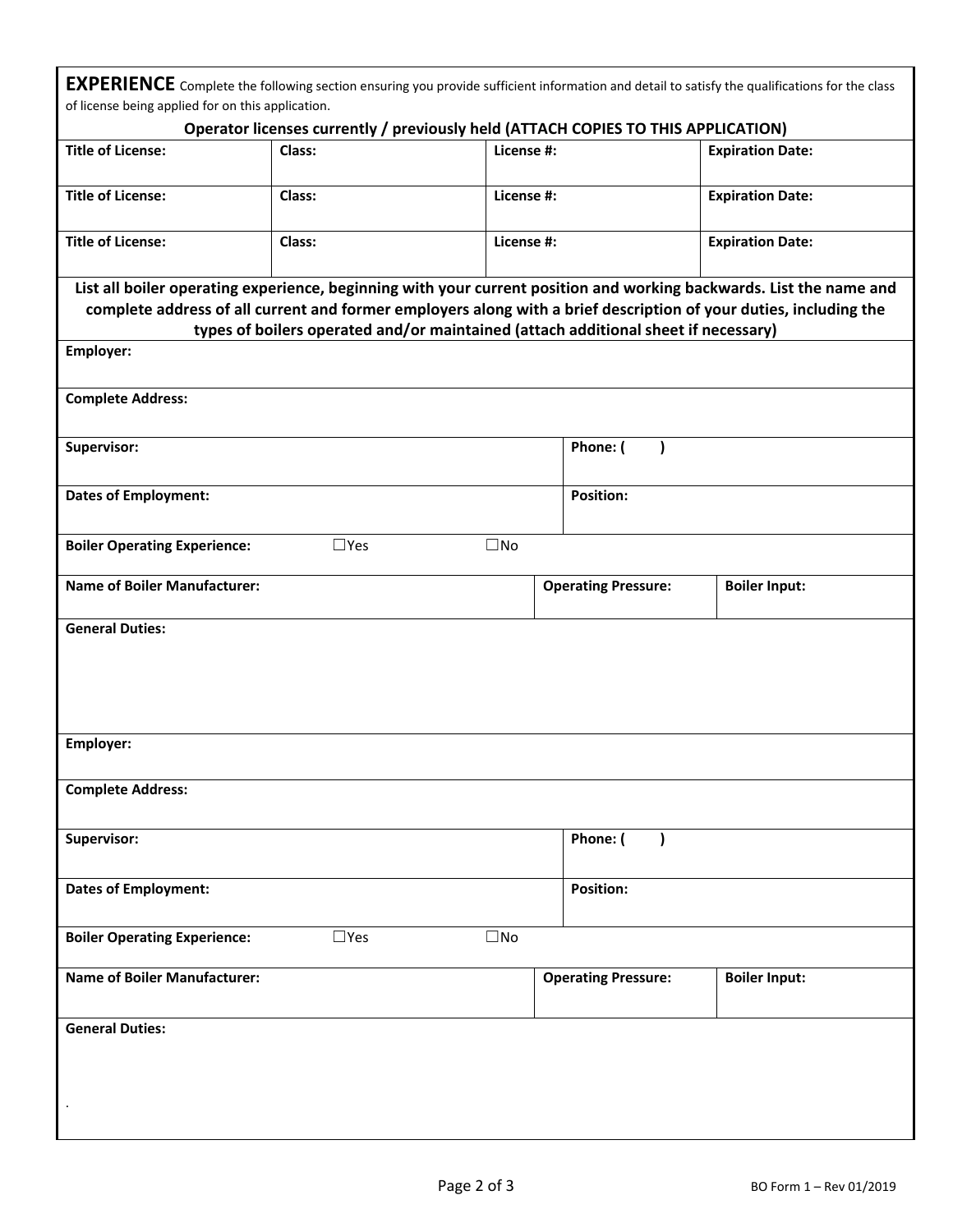**EXPERIENCE** Complete the following section ensuring you provide sufficient information and detail to satisfy the qualifications for the class of license being applied for on this application.

**Operator licenses currently / previously held (ATTACH COPIES TO THIS APPLICATION)**

| Title of License: | Class: | License #: | Expiration Date: |
|---|---|---|---|
| Title of License: | Class: | License #: | Expiration Date: |
| Title of License: | Class: | License #: | Expiration Date: |

**List all boiler operating experience, beginning with your current position and working backwards. List the name and complete address of all current and former employers along with a brief description of your duties, including the types of boilers operated and/or maintained (attach additional sheet if necessary)**

**Employer:**

**Complete Address:**

| Supervisor: | Phone: (    ) |
|---|---|
| **Dates of Employment:** | **Position:** |

**Boiler Operating Experience:** ☐Yes ☐No

| Name of Boiler Manufacturer: | Operating Pressure: | Boiler Input: |
|---|---|---|

**General Duties:**

**Employer:**

**Complete Address:**

| Supervisor: | Phone: (    ) |
|---|---|
| **Dates of Employment:** | **Position:** |

**Boiler Operating Experience:** ☐Yes ☐No

| Name of Boiler Manufacturer: | Operating Pressure: | Boiler Input: |
|---|---|---|

**General Duties:**

.

BO Form 1 – Rev 01/2019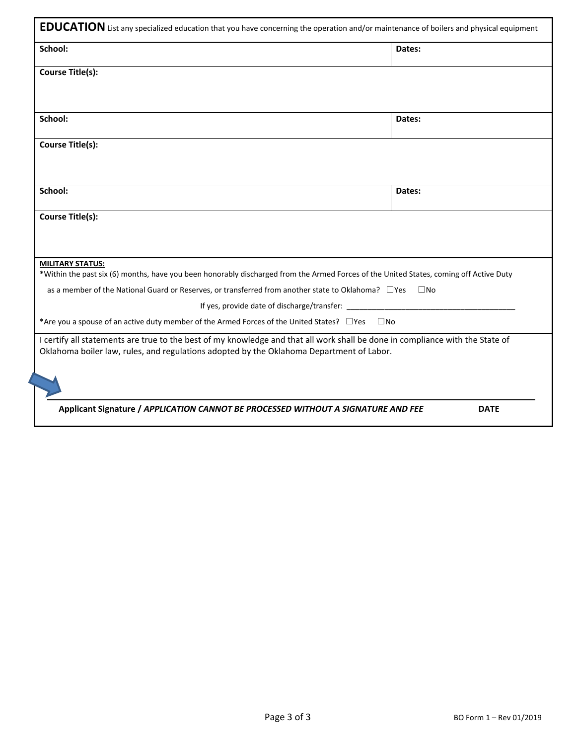## EDUCATION

List any specialized education that you have concerning the operation and/or maintenance of boilers and physical equipment

| | |
|---|---|
| **School:** | **Dates:** |
| **Course Title(s):** | |
| **School:** | **Dates:** |
| **Course Title(s):** | |
| **School:** | **Dates:** |
| **Course Title(s):** | |

**MILITARY STATUS:**

***Within the past six (6) months, have you been honorably discharged from the Armed Forces of the United States, coming off Active Duty as a member of the National Guard or Reserves, or transferred from another state to Oklahoma?** ☐Yes ☐No

If yes, provide date of discharge/transfer: ________________________________________

***Are you a spouse of an active duty member of the Armed Forces of the United States?** ☐Yes ☐No

I certify all statements are true to the best of my knowledge and that all work shall be done in compliance with the State of Oklahoma boiler law, rules, and regulations adopted by the Oklahoma Department of Labor.

______________________________________________________________________________

**Applicant Signature /** ***APPLICATION CANNOT BE PROCESSED WITHOUT A SIGNATURE AND FEE*** **DATE**

BO Form 1 – Rev 01/2019